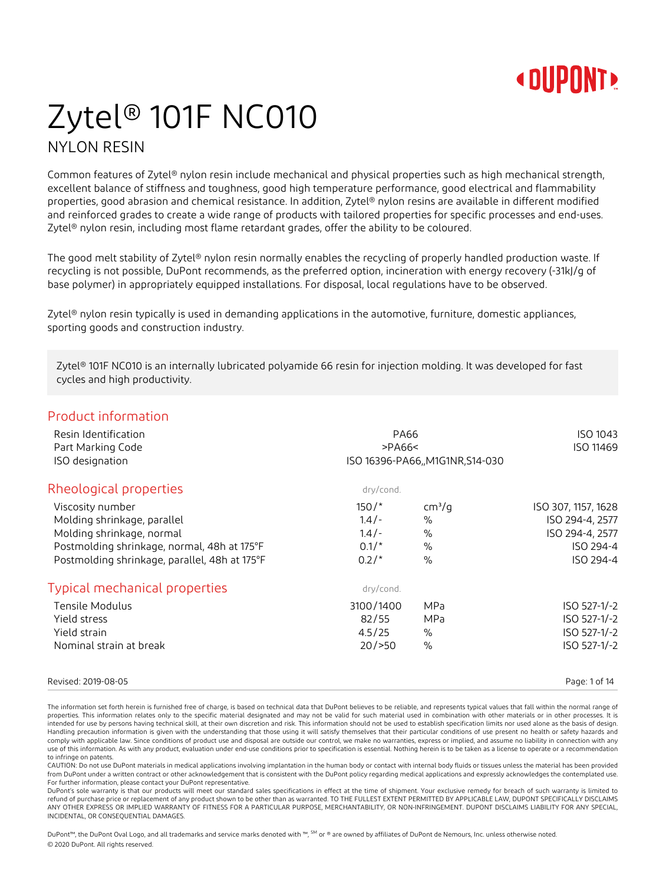# Zytel® 101F NC010

## NYLON RESIN

Common features of Zytel® nylon resin include mechanical and physical properties such as high mechanical strength, excellent balance of stiffness and toughness, good high temperature performance, good electrical and flammability properties, good abrasion and chemical resistance. In addition, Zytel® nylon resins are available in different modified and reinforced grades to create a wide range of products with tailored properties for specific processes and end-uses. Zytel® nylon resin, including most flame retardant grades, offer the ability to be coloured.

The good melt stability of Zytel® nylon resin normally enables the recycling of properly handled production waste. If recycling is not possible, DuPont recommends, as the preferred option, incineration with energy recovery (-31kJ/g of base polymer) in appropriately equipped installations. For disposal, local regulations have to be observed.

Zytel® nylon resin typically is used in demanding applications in the automotive, furniture, domestic appliances, sporting goods and construction industry.

Zytel® 101F NC010 is an internally lubricated polyamide 66 resin for injection molding. It was developed for fast cycles and high productivity.

## Product information

| | | |
|---|---|---|
| Resin Identification | PA66 | ISO 1043 |
| Part Marking Code | >PA66< | ISO 11469 |
| ISO designation | ISO 16396-PA66,,M1G1NR,S14-030 | |

## Rheological properties

| | dry/cond. | | |
|---|---|---|---|
| Viscosity number | 150/* | $cm^3/g$ | ISO 307, 1157, 1628 |
| Molding shrinkage, parallel | 1.4/- | % | ISO 294-4, 2577 |
| Molding shrinkage, normal | 1.4/- | % | ISO 294-4, 2577 |
| Postmolding shrinkage, normal, 48h at 175°F | 0.1/* | % | ISO 294-4 |
| Postmolding shrinkage, parallel, 48h at 175°F | 0.2/* | % | ISO 294-4 |

## Typical mechanical properties

| | dry/cond. | | |
|---|---|---|---|
| Tensile Modulus | 3100/1400 | MPa | ISO 527-1/-2 |
| Yield stress | 82/55 | MPa | ISO 527-1/-2 |
| Yield strain | 4.5/25 | % | ISO 527-1/-2 |
| Nominal strain at break | 20/>50 | % | ISO 527-1/-2 |

Revised: 2019-08-05

The information set forth herein is furnished free of charge, is based on technical data that DuPont believes to be reliable, and represents typical values that fall within the normal range of properties. This information relates only to the specific material designated and may not be valid for such material used in combination with other materials or in other processes. It is intended for use by persons having technical skill, at their own discretion and risk. This information should not be used to establish specification limits nor used alone as the basis of design. Handling precaution information is given with the understanding that those using it will satisfy themselves that their particular conditions of use present no health or safety hazards and comply with applicable law. Since conditions of product use and disposal are outside our control, we make no warranties, express or implied, and assume no liability in connection with any use of this information. As with any product, evaluation under end-use conditions prior to specification is essential. Nothing herein is to be taken as a license to operate or a recommendation to infringe on patents.
CAUTION: Do not use DuPont materials in medical applications involving implantation in the human body or contact with internal body fluids or tissues unless the material has been provided from DuPont under a written contract or other acknowledgement that is consistent with the DuPont policy regarding medical applications and expressly acknowledges the contemplated use. For further information, please contact your DuPont representative.
DuPont's sole warranty is that our products will meet our standard sales specifications in effect at the time of shipment. Your exclusive remedy for breach of such warranty is limited to refund of purchase price or replacement of any product shown to be other than as warranted. TO THE FULLEST EXTENT PERMITTED BY APPLICABLE LAW, DUPONT SPECIFICALLY DISCLAIMS ANY OTHER EXPRESS OR IMPLIED WARRANTY OF FITNESS FOR A PARTICULAR PURPOSE, MERCHANTABILITY, OR NON-INFRINGEMENT. DUPONT DISCLAIMS LIABILITY FOR ANY SPECIAL, INCIDENTAL, OR CONSEQUENTIAL DAMAGES.

DuPont™, the DuPont Oval Logo, and all trademarks and service marks denoted with ™, SM or ® are owned by affiliates of DuPont de Nemours, Inc. unless otherwise noted.
© 2020 DuPont. All rights reserved.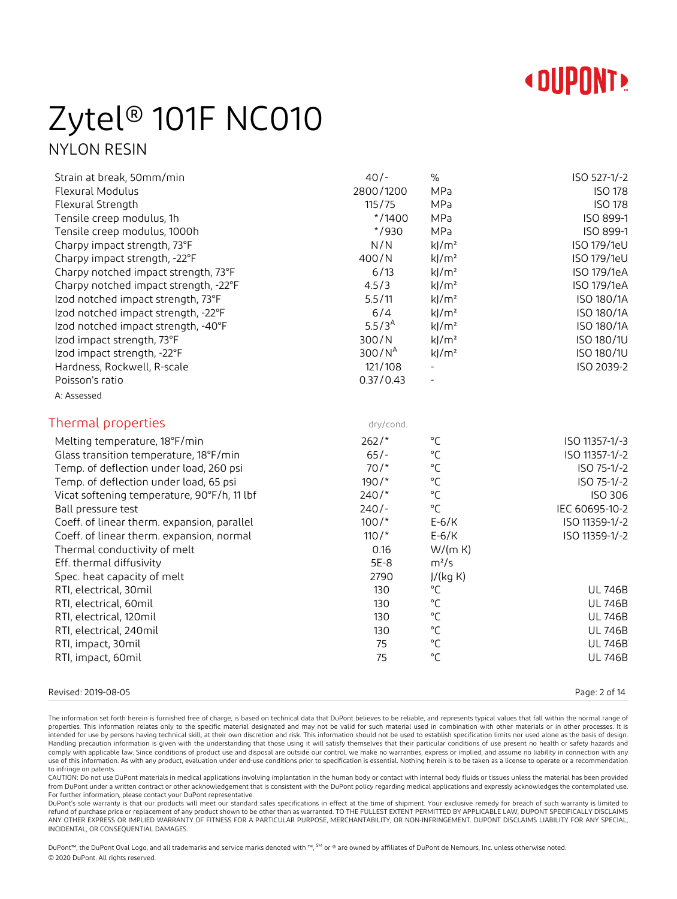# Zytel® 101F NC010

## NYLON RESIN

| Property | Value | Unit | Test Standard |
|---|---|---|---|
| Strain at break, 50mm/min | 40/- | % | ISO 527-1/-2 |
| Flexural Modulus | 2800/1200 | MPa | ISO 178 |
| Flexural Strength | 115/75 | MPa | ISO 178 |
| Tensile creep modulus, 1h | */1400 | MPa | ISO 899-1 |
| Tensile creep modulus, 1000h | */930 | MPa | ISO 899-1 |
| Charpy impact strength, 73°F | N/N | kJ/m² | ISO 179/1eU |
| Charpy impact strength, -22°F | 400/N | kJ/m² | ISO 179/1eU |
| Charpy notched impact strength, 73°F | 6/13 | kJ/m² | ISO 179/1eA |
| Charpy notched impact strength, -22°F | 4.5/3 | kJ/m² | ISO 179/1eA |
| Izod notched impact strength, 73°F | 5.5/11 | kJ/m² | ISO 180/1A |
| Izod notched impact strength, -22°F | 6/4 | kJ/m² | ISO 180/1A |
| Izod notched impact strength, -40°F | 5.5/3[A] | kJ/m² | ISO 180/1A |
| Izod impact strength, 73°F | 300/N | kJ/m² | ISO 180/1U |
| Izod impact strength, -22°F | 300/N[A] | kJ/m² | ISO 180/1U |
| Hardness, Rockwell, R-scale | 121/108 | - | ISO 2039-2 |
| Poisson's ratio | 0.37/0.43 | - | |

A: Assessed

## Thermal properties

| Property | dry/cond. | Unit | Test Standard |
|---|---|---|---|
| Melting temperature, 18°F/min | 262/* | °C | ISO 11357-1/-3 |
| Glass transition temperature, 18°F/min | 65/- | °C | ISO 11357-1/-2 |
| Temp. of deflection under load, 260 psi | 70/* | °C | ISO 75-1/-2 |
| Temp. of deflection under load, 65 psi | 190/* | °C | ISO 75-1/-2 |
| Vicat softening temperature, 90°F/h, 11 lbf | 240/* | °C | ISO 306 |
| Ball pressure test | 240/- | °C | IEC 60695-10-2 |
| Coeff. of linear therm. expansion, parallel | 100/* | E-6/K | ISO 11359-1/-2 |
| Coeff. of linear therm. expansion, normal | 110/* | E-6/K | ISO 11359-1/-2 |
| Thermal conductivity of melt | 0.16 | W/(m K) | |
| Eff. thermal diffusivity | 5E-8 | m²/s | |
| Spec. heat capacity of melt | 2790 | J/(kg K) | |
| RTI, electrical, 30mil | 130 | °C | UL 746B |
| RTI, electrical, 60mil | 130 | °C | UL 746B |
| RTI, electrical, 120mil | 130 | °C | UL 746B |
| RTI, electrical, 240mil | 130 | °C | UL 746B |
| RTI, impact, 30mil | 75 | °C | UL 746B |
| RTI, impact, 60mil | 75 | °C | UL 746B |

Revised: 2019-08-05

The information set forth herein is furnished free of charge, is based on technical data that DuPont believes to be reliable, and represents typical values that fall within the normal range of properties. This information relates only to the specific material designated and may not be valid for such material used in combination with other materials or in other processes. It is intended for use by persons having technical skill, at their own discretion and risk. This information should not be used to establish specification limits nor used alone as the basis of design. Handling precaution information is given with the understanding that those using it will satisfy themselves that their particular conditions of use present no health or safety hazards and comply with applicable law. Since conditions of product use and disposal are outside our control, we make no warranties, express or implied, and assume no liability in connection with any use of this information. As with any product, evaluation under end-use conditions prior to specification is essential. Nothing herein is to be taken as a license to operate or a recommendation to infringe on patents.

CAUTION: Do not use DuPont materials in medical applications involving implantation in the human body or contact with internal body fluids or tissues unless the material has been provided from DuPont under a written contract or other acknowledgement that is consistent with the DuPont policy regarding medical applications and expressly acknowledges the contemplated use. For further information, please contact your DuPont representative.

DuPont's sole warranty is that our products will meet our standard sales specifications in effect at the time of shipment. Your exclusive remedy for breach of such warranty is limited to refund of purchase price or replacement of any product shown to be other than as warranted. TO THE FULLEST EXTENT PERMITTED BY APPLICABLE LAW, DUPONT SPECIFICALLY DISCLAIMS ANY OTHER EXPRESS OR IMPLIED WARRANTY OF FITNESS FOR A PARTICULAR PURPOSE, MERCHANTABILITY, OR NON-INFRINGEMENT. DUPONT DISCLAIMS LIABILITY FOR ANY SPECIAL, INCIDENTAL, OR CONSEQUENTIAL DAMAGES.

DuPont™, the DuPont Oval Logo, and all trademarks and service marks denoted with ™, SM or ® are owned by affiliates of DuPont de Nemours, Inc. unless otherwise noted.

© 2020 DuPont. All rights reserved.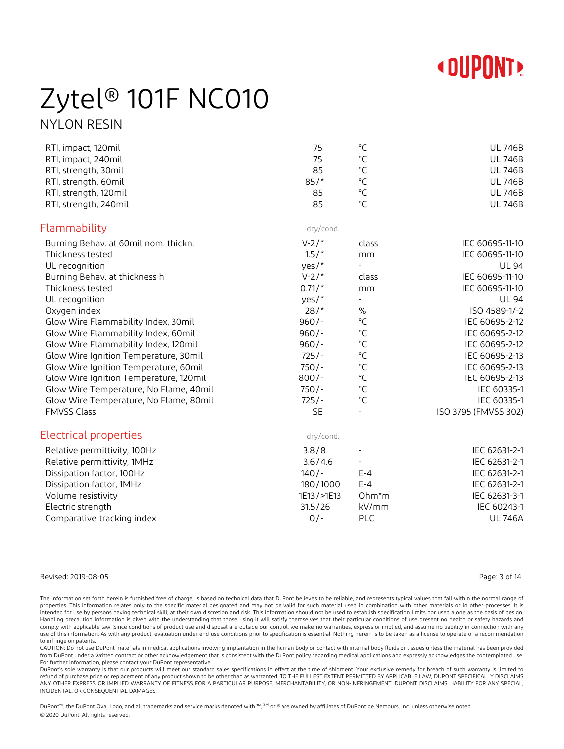# Zytel® 101F NC010

## NYLON RESIN

| | | | |
|---|---|---|---|
| RTI, impact, 120mil | 75 | °C | UL 746B |
| RTI, impact, 240mil | 75 | °C | UL 746B |
| RTI, strength, 30mil | 85 | °C | UL 746B |
| RTI, strength, 60mil | 85/* | °C | UL 746B |
| RTI, strength, 120mil | 85 | °C | UL 746B |
| RTI, strength, 240mil | 85 | °C | UL 746B |

## Flammability

| | dry/cond. | | |
|---|---|---|---|
| Burning Behav. at 60mil nom. thickn. | V-2/* | class | IEC 60695-11-10 |
| Thickness tested | 1.5/* | mm | IEC 60695-11-10 |
| UL recognition | yes/* | - | UL 94 |
| Burning Behav. at thickness h | V-2/* | class | IEC 60695-11-10 |
| Thickness tested | 0.71/* | mm | IEC 60695-11-10 |
| UL recognition | yes/* | - | UL 94 |
| Oxygen index | 28/* | % | ISO 4589-1/-2 |
| Glow Wire Flammability Index, 30mil | 960/- | °C | IEC 60695-2-12 |
| Glow Wire Flammability Index, 60mil | 960/- | °C | IEC 60695-2-12 |
| Glow Wire Flammability Index, 120mil | 960/- | °C | IEC 60695-2-12 |
| Glow Wire Ignition Temperature, 30mil | 725/- | °C | IEC 60695-2-13 |
| Glow Wire Ignition Temperature, 60mil | 750/- | °C | IEC 60695-2-13 |
| Glow Wire Ignition Temperature, 120mil | 800/- | °C | IEC 60695-2-13 |
| Glow Wire Temperature, No Flame, 40mil | 750/- | °C | IEC 60335-1 |
| Glow Wire Temperature, No Flame, 80mil | 725/- | °C | IEC 60335-1 |
| FMVSS Class | SE | - | ISO 3795 (FMVSS 302) |

## Electrical properties

| | dry/cond. | | |
|---|---|---|---|
| Relative permittivity, 100Hz | 3.8/8 | - | IEC 62631-2-1 |
| Relative permittivity, 1MHz | 3.6/4.6 | - | IEC 62631-2-1 |
| Dissipation factor, 100Hz | 140/- | E-4 | IEC 62631-2-1 |
| Dissipation factor, 1MHz | 180/1000 | E-4 | IEC 62631-2-1 |
| Volume resistivity | 1E13/>1E13 | Ohm*m | IEC 62631-3-1 |
| Electric strength | 31.5/26 | kV/mm | IEC 60243-1 |
| Comparative tracking index | 0/- | PLC | UL 746A |

Revised: 2019-08-05

The information set forth herein is furnished free of charge, is based on technical data that DuPont believes to be reliable, and represents typical values that fall within the normal range of properties. This information relates only to the specific material designated and may not be valid for such material used in combination with other materials or in other processes. It is intended for use by persons having technical skill, at their own discretion and risk. This information should not be used to establish specification limits nor used alone as the basis of design. Handling precaution information is given with the understanding that those using it will satisfy themselves that their particular conditions of use present no health or safety hazards and comply with applicable law. Since conditions of product use and disposal are outside our control, we make no warranties, express or implied, and assume no liability in connection with any use of this information. As with any product, evaluation under end-use conditions prior to specification is essential. Nothing herein is to be taken as a license to operate or a recommendation to infringe on patents.

CAUTION: Do not use DuPont materials in medical applications involving implantation in the human body or contact with internal body fluids or tissues unless the material has been provided from DuPont under a written contract or other acknowledgement that is consistent with the DuPont policy regarding medical applications and expressly acknowledges the contemplated use. For further information, please contact your DuPont representative.

DuPont's sole warranty is that our products will meet our standard sales specifications in effect at the time of shipment. Your exclusive remedy for breach of such warranty is limited to refund of purchase price or replacement of any product shown to be other than as warranted. TO THE FULLEST EXTENT PERMITTED BY APPLICABLE LAW, DUPONT SPECIFICALLY DISCLAIMS ANY OTHER EXPRESS OR IMPLIED WARRANTY OF FITNESS FOR A PARTICULAR PURPOSE, MERCHANTABILITY, OR NON-INFRINGEMENT. DUPONT DISCLAIMS LIABILITY FOR ANY SPECIAL, INCIDENTAL, OR CONSEQUENTIAL DAMAGES.

DuPont™, the DuPont Oval Logo, and all trademarks and service marks denoted with ™, SM or ® are owned by affiliates of DuPont de Nemours, Inc. unless otherwise noted.

© 2020 DuPont. All rights reserved.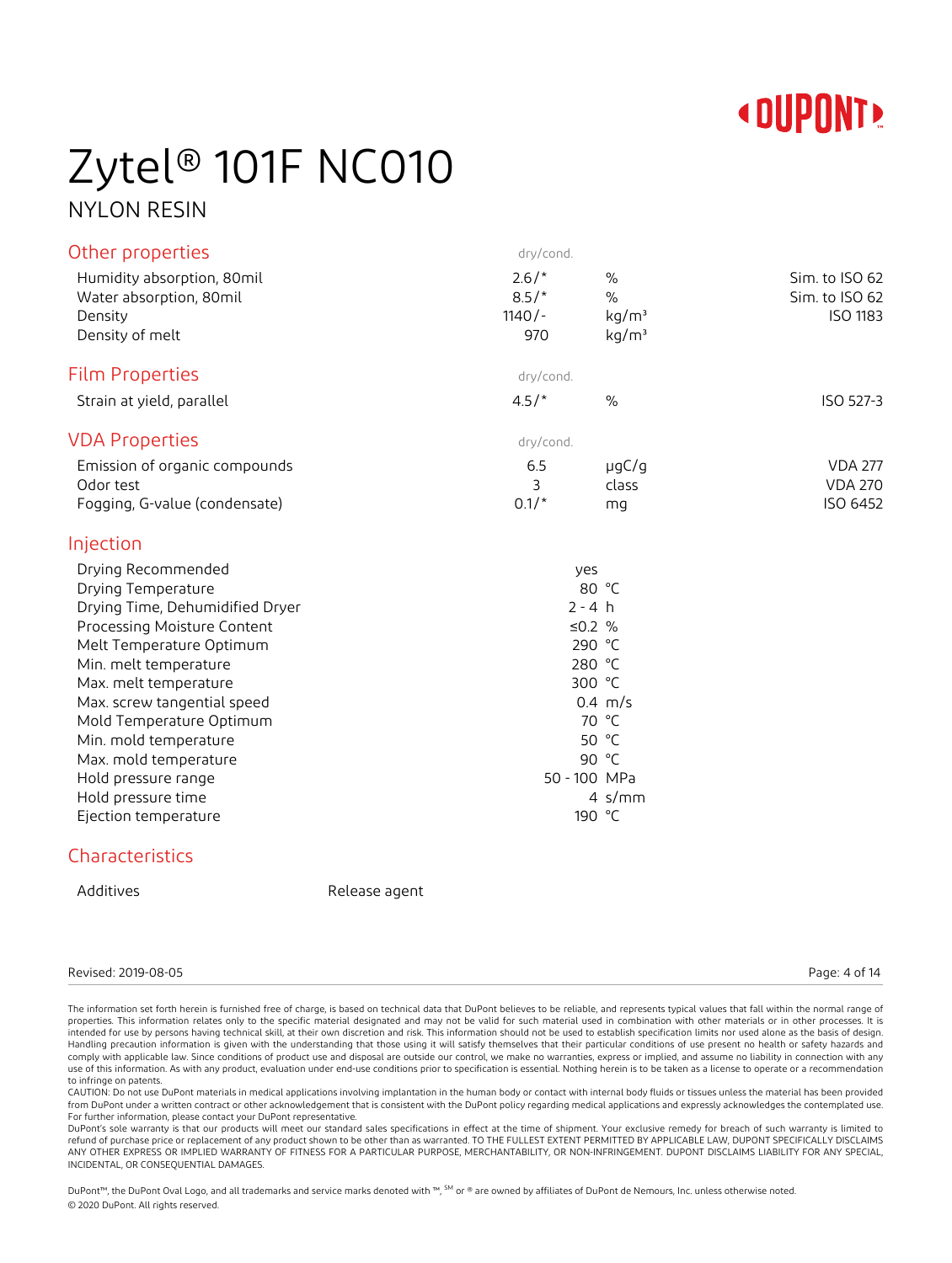# Zytel® 101F NC010

## NYLON RESIN

### Other properties

| | dry/cond. | | |
|---|---|---|---|
| Humidity absorption, 80mil | 2.6/* | % | Sim. to ISO 62 |
| Water absorption, 80mil | 8.5/* | % | Sim. to ISO 62 |
| Density | 1140/- | kg/m³ | ISO 1183 |
| Density of melt | 970 | kg/m³ | |

### Film Properties

| | dry/cond. | | |
|---|---|---|---|
| Strain at yield, parallel | 4.5/* | % | ISO 527-3 |

### VDA Properties

| | dry/cond. | | |
|---|---|---|---|
| Emission of organic compounds | 6.5 | µgC/g | VDA 277 |
| Odor test | 3 | class | VDA 270 |
| Fogging, G-value (condensate) | 0.1/* | mg | ISO 6452 |

### Injection

| | | |
|---|---|---|
| Drying Recommended | yes | |
| Drying Temperature | 80 | °C |
| Drying Time, Dehumidified Dryer | 2 - 4 | h |
| Processing Moisture Content | ≤0.2 | % |
| Melt Temperature Optimum | 290 | °C |
| Min. melt temperature | 280 | °C |
| Max. melt temperature | 300 | °C |
| Max. screw tangential speed | 0.4 | m/s |
| Mold Temperature Optimum | 70 | °C |
| Min. mold temperature | 50 | °C |
| Max. mold temperature | 90 | °C |
| Hold pressure range | 50 - 100 | MPa |
| Hold pressure time | 4 | s/mm |
| Ejection temperature | 190 | °C |

### Characteristics

| | |
|---|---|
| Additives | Release agent |

Revised: 2019-08-05

The information set forth herein is furnished free of charge, is based on technical data that DuPont believes to be reliable, and represents typical values that fall within the normal range of properties. This information relates only to the specific material designated and may not be valid for such material used in combination with other materials or in other processes. It is intended for use by persons having technical skill, at their own discretion and risk. This information should not be used to establish specification limits nor used alone as the basis of design. Handling precaution information is given with the understanding that those using it will satisfy themselves that their particular conditions of use present no health or safety hazards and comply with applicable law. Since conditions of product use and disposal are outside our control, we make no warranties, express or implied, and assume no liability in connection with any use of this information. As with any product, evaluation under end-use conditions prior to specification is essential. Nothing herein is to be taken as a license to operate or a recommendation to infringe on patents.
CAUTION: Do not use DuPont materials in medical applications involving implantation in the human body or contact with internal body fluids or tissues unless the material has been provided from DuPont under a written contract or other acknowledgement that is consistent with the DuPont policy regarding medical applications and expressly acknowledges the contemplated use. For further information, please contact your DuPont representative.
DuPont's sole warranty is that our products will meet our standard sales specifications in effect at the time of shipment. Your exclusive remedy for breach of such warranty is limited to refund of purchase price or replacement of any product shown to be other than as warranted. TO THE FULLEST EXTENT PERMITTED BY APPLICABLE LAW, DUPONT SPECIFICALLY DISCLAIMS ANY OTHER EXPRESS OR IMPLIED WARRANTY OF FITNESS FOR A PARTICULAR PURPOSE, MERCHANTABILITY, OR NON-INFRINGEMENT. DUPONT DISCLAIMS LIABILITY FOR ANY SPECIAL, INCIDENTAL, OR CONSEQUENTIAL DAMAGES.

DuPont™, the DuPont Oval Logo, and all trademarks and service marks denoted with ™, SM or ® are owned by affiliates of DuPont de Nemours, Inc. unless otherwise noted.
© 2020 DuPont. All rights reserved.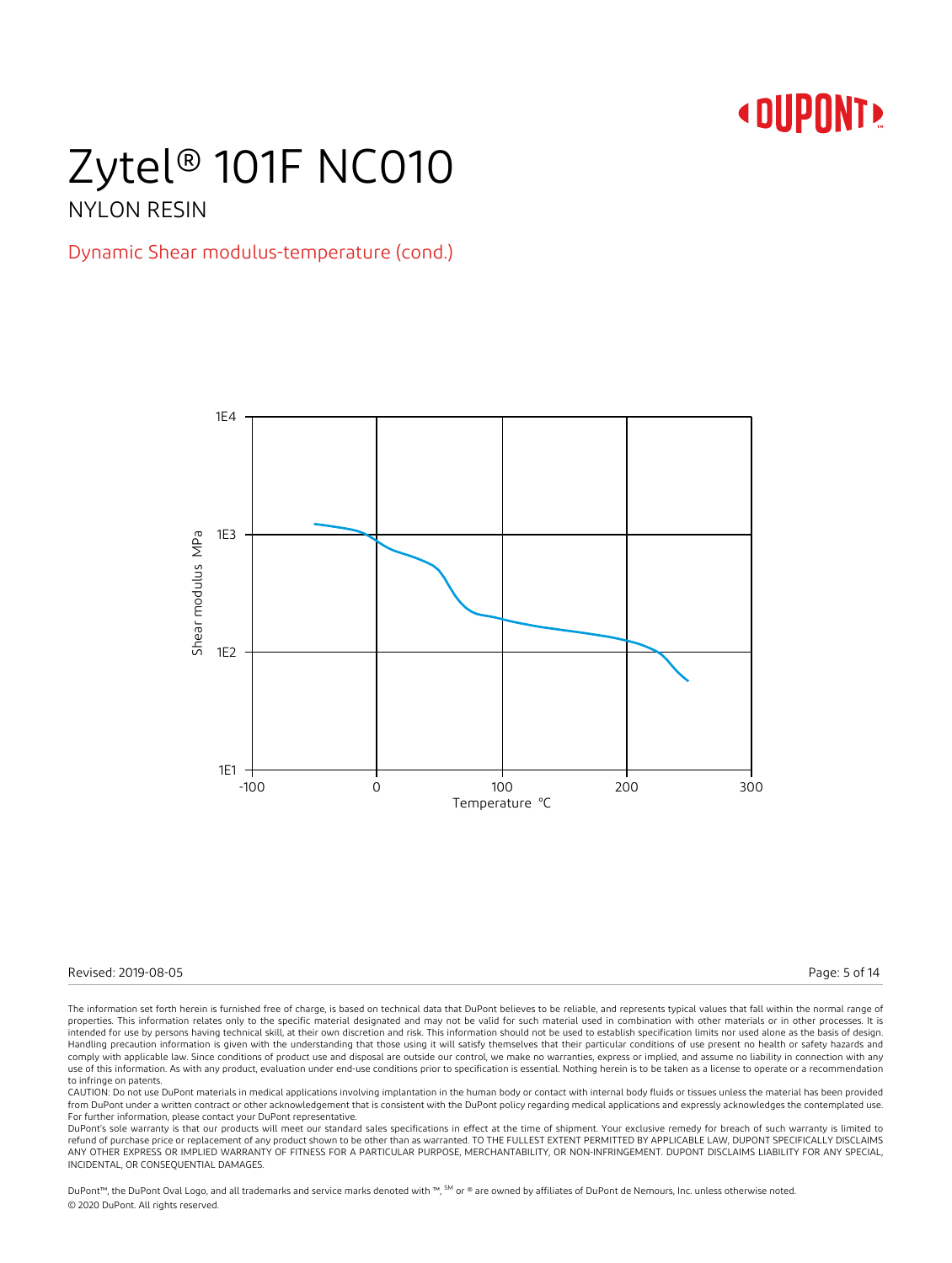# Zytel® 101F NC010

NYLON RESIN

## Dynamic Shear modulus-temperature (cond.)

Shear modulus MPa

1E4

1E3

1E2

1E1

-100 0 100 200 300

Temperature °C

Revised: 2019-08-05

The information set forth herein is furnished free of charge, is based on technical data that DuPont believes to be reliable, and represents typical values that fall within the normal range of properties. This information relates only to the specific material designated and may not be valid for such material used in combination with other materials or in other processes. It is intended for use by persons having technical skill, at their own discretion and risk. This information should not be used to establish specification limits nor used alone as the basis of design. Handling precaution information is given with the understanding that those using it will satisfy themselves that their particular conditions of use present no health or safety hazards and comply with applicable law. Since conditions of product use and disposal are outside our control, we make no warranties, express or implied, and assume no liability in connection with any use of this information. As with any product, evaluation under end-use conditions prior to specification is essential. Nothing herein is to be taken as a license to operate or a recommendation to infringe on patents.

CAUTION: Do not use DuPont materials in medical applications involving implantation in the human body or contact with internal body fluids or tissues unless the material has been provided from DuPont under a written contract or other acknowledgement that is consistent with the DuPont policy regarding medical applications and expressly acknowledges the contemplated use. For further information, please contact your DuPont representative.

DuPont's sole warranty is that our products will meet our standard sales specifications in effect at the time of shipment. Your exclusive remedy for breach of such warranty is limited to refund of purchase price or replacement of any product shown to be other than as warranted. TO THE FULLEST EXTENT PERMITTED BY APPLICABLE LAW, DUPONT SPECIFICALLY DISCLAIMS ANY OTHER EXPRESS OR IMPLIED WARRANTY OF FITNESS FOR A PARTICULAR PURPOSE, MERCHANTABILITY, OR NON-INFRINGEMENT. DUPONT DISCLAIMS LIABILITY FOR ANY SPECIAL, INCIDENTAL, OR CONSEQUENTIAL DAMAGES.

DuPont™, the DuPont Oval Logo, and all trademarks and service marks denoted with ™, SM or ® are owned by affiliates of DuPont de Nemours, Inc. unless otherwise noted.

© 2020 DuPont. All rights reserved.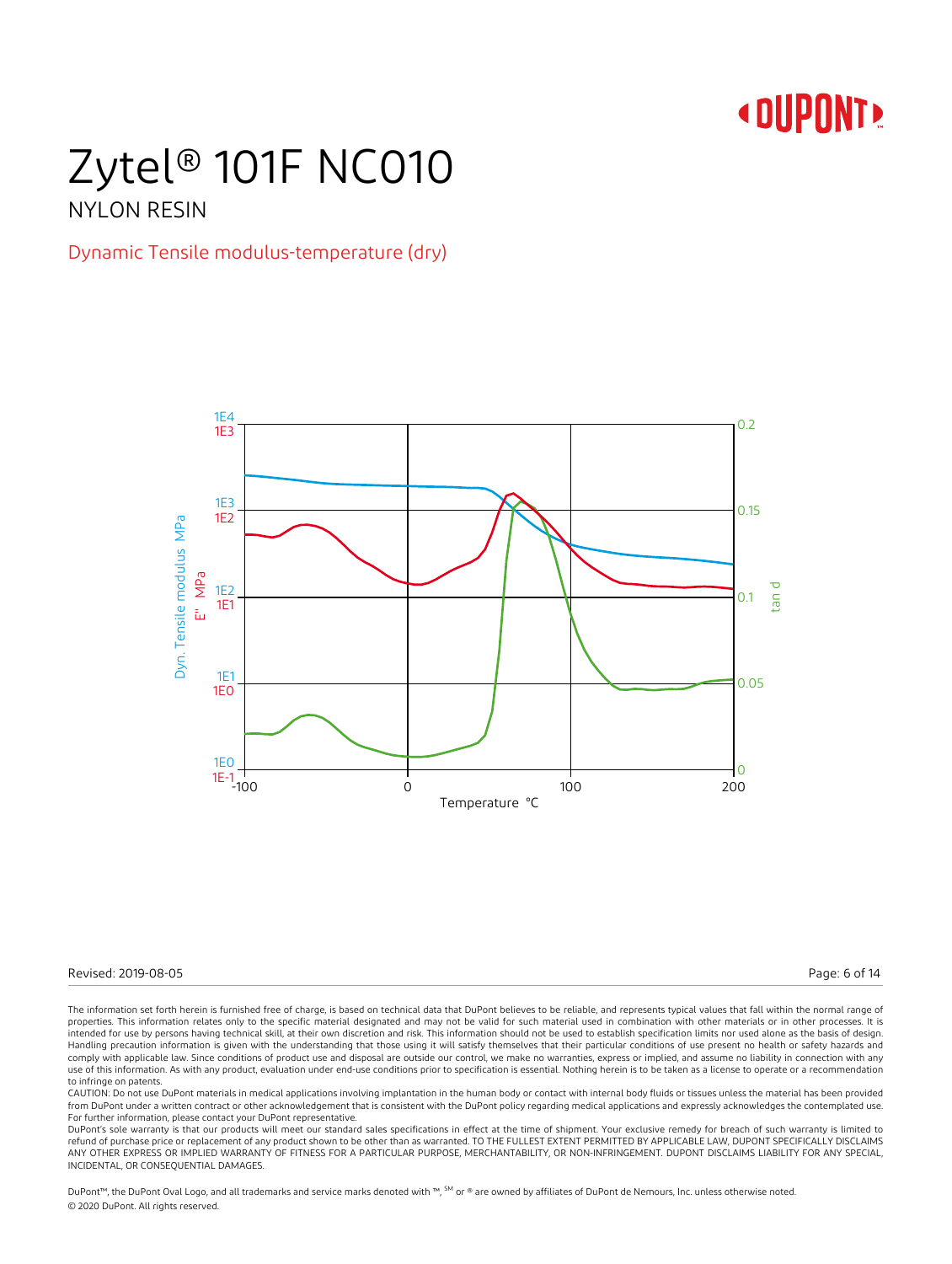# Zytel® 101F NC010

NYLON RESIN

## Dynamic Tensile modulus-temperature (dry)

Revised: 2019-08-05

The information set forth herein is furnished free of charge, is based on technical data that DuPont believes to be reliable, and represents typical values that fall within the normal range of properties. This information relates only to the specific material designated and may not be valid for such material used in combination with other materials or in other processes. It is intended for use by persons having technical skill, at their own discretion and risk. This information should not be used to establish specification limits nor used alone as the basis of design. Handling precaution information is given with the understanding that those using it will satisfy themselves that their particular conditions of use present no health or safety hazards and comply with applicable law. Since conditions of product use and disposal are outside our control, we make no warranties, express or implied, and assume no liability in connection with any use of this information. As with any product, evaluation under end-use conditions prior to specification is essential. Nothing herein is to be taken as a license to operate or a recommendation to infringe on patents.

CAUTION: Do not use DuPont materials in medical applications involving implantation in the human body or contact with internal body fluids or tissues unless the material has been provided from DuPont under a written contract or other acknowledgement that is consistent with the DuPont policy regarding medical applications and expressly acknowledges the contemplated use. For further information, please contact your DuPont representative.

DuPont's sole warranty is that our products will meet our standard sales specifications in effect at the time of shipment. Your exclusive remedy for breach of such warranty is limited to refund of purchase price or replacement of any product shown to be other than as warranted. TO THE FULLEST EXTENT PERMITTED BY APPLICABLE LAW, DUPONT SPECIFICALLY DISCLAIMS ANY OTHER EXPRESS OR IMPLIED WARRANTY OF FITNESS FOR A PARTICULAR PURPOSE, MERCHANTABILITY, OR NON-INFRINGEMENT. DUPONT DISCLAIMS LIABILITY FOR ANY SPECIAL, INCIDENTAL, OR CONSEQUENTIAL DAMAGES.

DuPont™, the DuPont Oval Logo, and all trademarks and service marks denoted with ™, SM or ® are owned by affiliates of DuPont de Nemours, Inc. unless otherwise noted.

© 2020 DuPont. All rights reserved.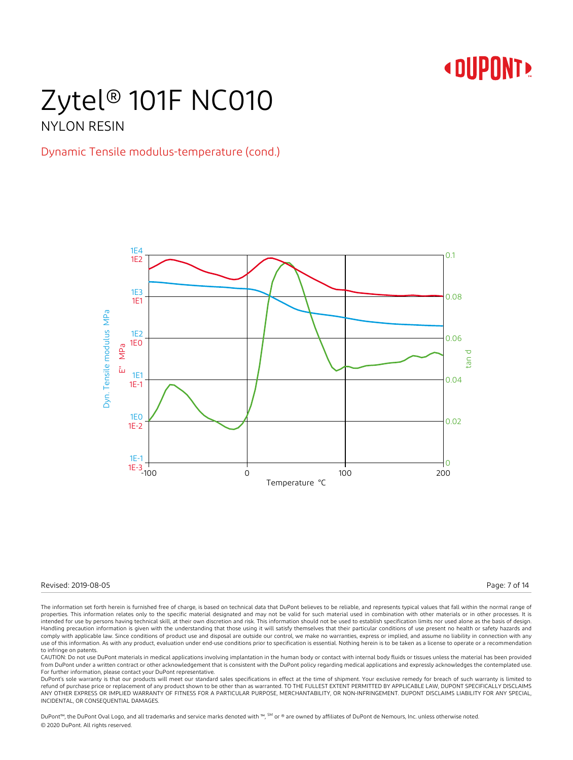# Zytel® 101F NC010

NYLON RESIN

## Dynamic Tensile modulus-temperature (cond.)

Dyn. Tensile modulus MPa: 1E4, 1E3, 1E2, 1E1, 1E0, 1E-1

E'' MPa: 1E2, 1E1, 1E0, 1E-1, 1E-2, 1E-3

tan d: 0.1, 0.08, 0.06, 0.04, 0.02, 0

Temperature °C: -100, 0, 100, 200

Revised: 2019-08-05

The information set forth herein is furnished free of charge, is based on technical data that DuPont believes to be reliable, and represents typical values that fall within the normal range of properties. This information relates only to the specific material designated and may not be valid for such material used in combination with other materials or in other processes. It is intended for use by persons having technical skill, at their own discretion and risk. This information should not be used to establish specification limits nor used alone as the basis of design. Handling precaution information is given with the understanding that those using it will satisfy themselves that their particular conditions of use present no health or safety hazards and comply with applicable law. Since conditions of product use and disposal are outside our control, we make no warranties, express or implied, and assume no liability in connection with any use of this information. As with any product, evaluation under end-use conditions prior to specification is essential. Nothing herein is to be taken as a license to operate or a recommendation to infringe on patents.

CAUTION: Do not use DuPont materials in medical applications involving implantation in the human body or contact with internal body fluids or tissues unless the material has been provided from DuPont under a written contract or other acknowledgement that is consistent with the DuPont policy regarding medical applications and expressly acknowledges the contemplated use. For further information, please contact your DuPont representative.

DuPont's sole warranty is that our products will meet our standard sales specifications in effect at the time of shipment. Your exclusive remedy for breach of such warranty is limited to refund of purchase price or replacement of any product shown to be other than as warranted. TO THE FULLEST EXTENT PERMITTED BY APPLICABLE LAW, DUPONT SPECIFICALLY DISCLAIMS ANY OTHER EXPRESS OR IMPLIED WARRANTY OF FITNESS FOR A PARTICULAR PURPOSE, MERCHANTABILITY, OR NON-INFRINGEMENT. DUPONT DISCLAIMS LIABILITY FOR ANY SPECIAL, INCIDENTAL, OR CONSEQUENTIAL DAMAGES.

DuPont™, the DuPont Oval Logo, and all trademarks and service marks denoted with ™, SM or ® are owned by affiliates of DuPont de Nemours, Inc. unless otherwise noted.

© 2020 DuPont. All rights reserved.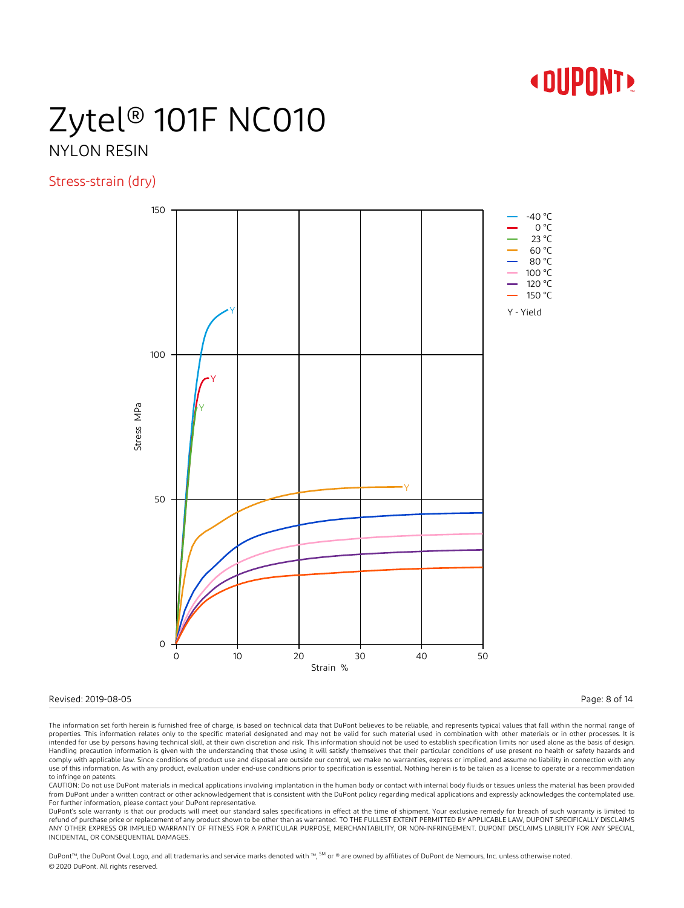# Zytel® 101F NC010

NYLON RESIN

## Stress-strain (dry)

Stress MPa

Strain %

- -40 °C
- 0 °C
- 23 °C
- 60 °C
- 80 °C
- 100 °C
- 120 °C
- 150 °C

Y - Yield

Revised: 2019-08-05

The information set forth herein is furnished free of charge, is based on technical data that DuPont believes to be reliable, and represents typical values that fall within the normal range of properties. This information relates only to the specific material designated and may not be valid for such material used in combination with other materials or in other processes. It is intended for use by persons having technical skill, at their own discretion and risk. This information should not be used to establish specification limits nor used alone as the basis of design. Handling precaution information is given with the understanding that those using it will satisfy themselves that their particular conditions of use present no health or safety hazards and comply with applicable law. Since conditions of product use and disposal are outside our control, we make no warranties, express or implied, and assume no liability in connection with any use of this information. As with any product, evaluation under end-use conditions prior to specification is essential. Nothing herein is to be taken as a license to operate or a recommendation to infringe on patents.

CAUTION: Do not use DuPont materials in medical applications involving implantation in the human body or contact with internal body fluids or tissues unless the material has been provided from DuPont under a written contract or other acknowledgement that is consistent with the DuPont policy regarding medical applications and expressly acknowledges the contemplated use. For further information, please contact your DuPont representative.

DuPont's sole warranty is that our products will meet our standard sales specifications in effect at the time of shipment. Your exclusive remedy for breach of such warranty is limited to refund of purchase price or replacement of any product shown to be other than as warranted. TO THE FULLEST EXTENT PERMITTED BY APPLICABLE LAW, DUPONT SPECIFICALLY DISCLAIMS ANY OTHER EXPRESS OR IMPLIED WARRANTY OF FITNESS FOR A PARTICULAR PURPOSE, MERCHANTABILITY, OR NON-INFRINGEMENT. DUPONT DISCLAIMS LIABILITY FOR ANY SPECIAL, INCIDENTAL, OR CONSEQUENTIAL DAMAGES.

DuPont™, the DuPont Oval Logo, and all trademarks and service marks denoted with ™, SM or ® are owned by affiliates of DuPont de Nemours, Inc. unless otherwise noted.

© 2020 DuPont. All rights reserved.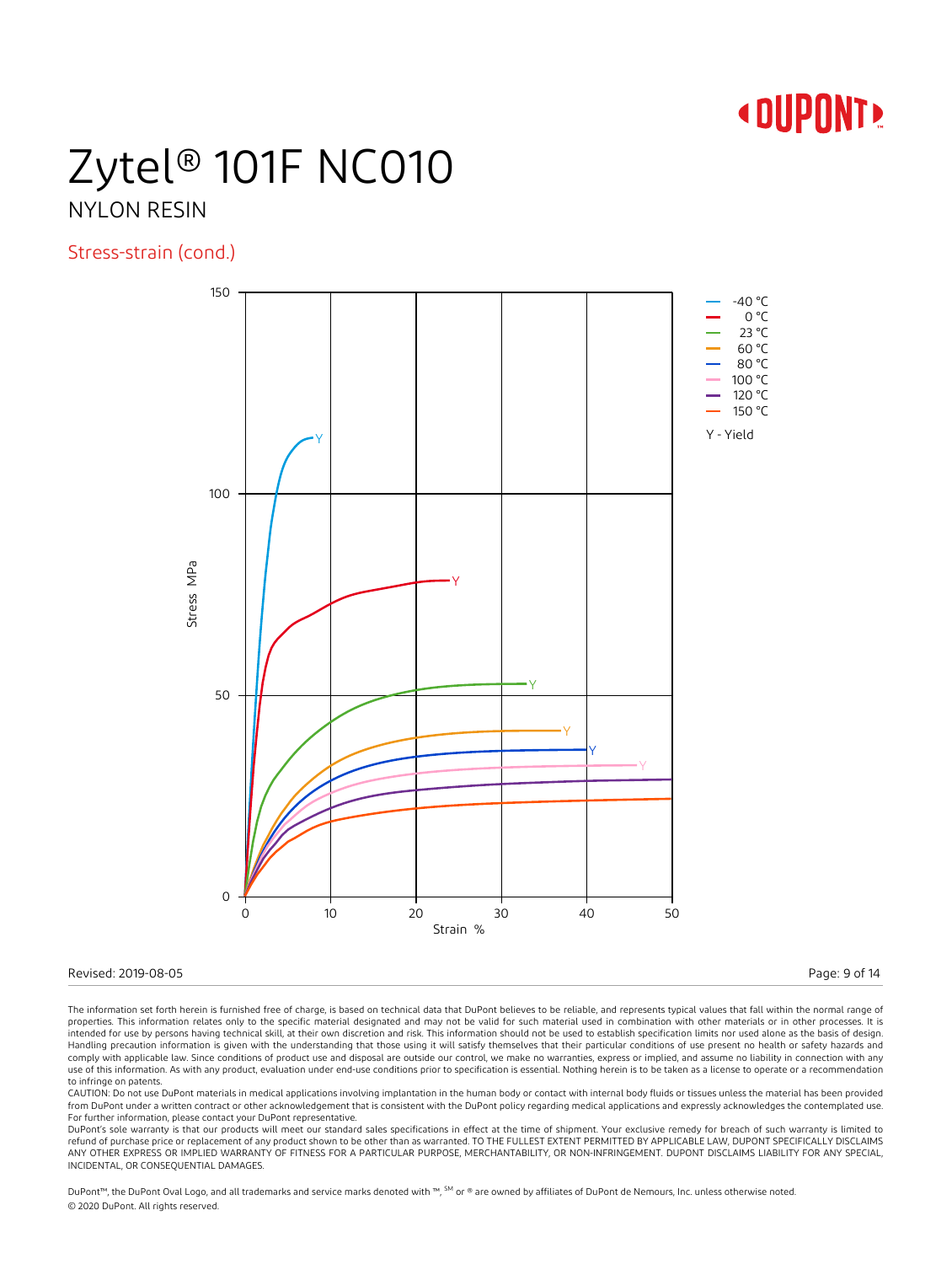# Zytel® 101F NC010

NYLON RESIN

## Stress-strain (cond.)

Stress MPa

Strain %

- -40 °C
- 0 °C
- 23 °C
- 60 °C
- 80 °C
- 100 °C
- 120 °C
- 150 °C

Y - Yield

Revised: 2019-08-05

The information set forth herein is furnished free of charge, is based on technical data that DuPont believes to be reliable, and represents typical values that fall within the normal range of properties. This information relates only to the specific material designated and may not be valid for such material used in combination with other materials or in other processes. It is intended for use by persons having technical skill, at their own discretion and risk. This information should not be used to establish specification limits nor used alone as the basis of design. Handling precaution information is given with the understanding that those using it will satisfy themselves that their particular conditions of use present no health or safety hazards and comply with applicable law. Since conditions of product use and disposal are outside our control, we make no warranties, express or implied, and assume no liability in connection with any use of this information. As with any product, evaluation under end-use conditions prior to specification is essential. Nothing herein is to be taken as a license to operate or a recommendation to infringe on patents.

CAUTION: Do not use DuPont materials in medical applications involving implantation in the human body or contact with internal body fluids or tissues unless the material has been provided from DuPont under a written contract or other acknowledgement that is consistent with the DuPont policy regarding medical applications and expressly acknowledges the contemplated use. For further information, please contact your DuPont representative.

DuPont's sole warranty is that our products will meet our standard sales specifications in effect at the time of shipment. Your exclusive remedy for breach of such warranty is limited to refund of purchase price or replacement of any product shown to be other than as warranted. TO THE FULLEST EXTENT PERMITTED BY APPLICABLE LAW, DUPONT SPECIFICALLY DISCLAIMS ANY OTHER EXPRESS OR IMPLIED WARRANTY OF FITNESS FOR A PARTICULAR PURPOSE, MERCHANTABILITY, OR NON-INFRINGEMENT. DUPONT DISCLAIMS LIABILITY FOR ANY SPECIAL, INCIDENTAL, OR CONSEQUENTIAL DAMAGES.

DuPont™, the DuPont Oval Logo, and all trademarks and service marks denoted with ™, SM or ® are owned by affiliates of DuPont de Nemours, Inc. unless otherwise noted.

© 2020 DuPont. All rights reserved.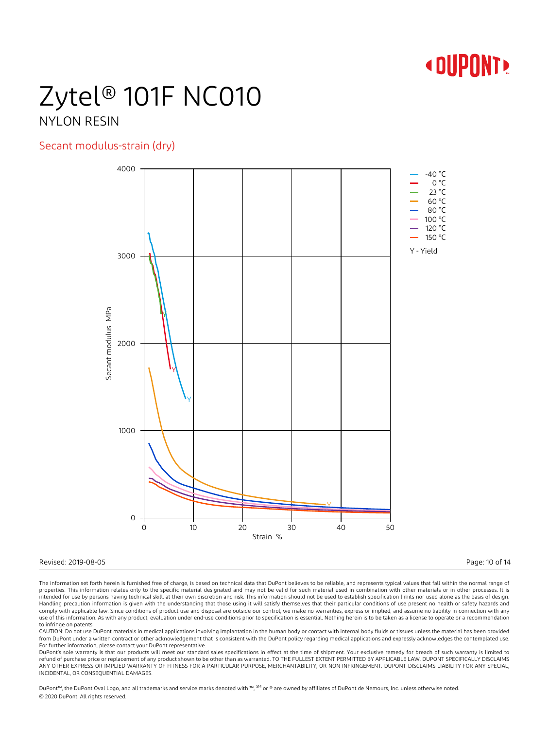# Zytel® 101F NC010

NYLON RESIN

## Secant modulus-strain (dry)

Secant modulus MPa

Strain %

- -40 °C
- 0 °C
- 23 °C
- 60 °C
- 80 °C
- 100 °C
- 120 °C
- 150 °C

Y - Yield

Revised: 2019-08-05

The information set forth herein is furnished free of charge, is based on technical data that DuPont believes to be reliable, and represents typical values that fall within the normal range of properties. This information relates only to the specific material designated and may not be valid for such material used in combination with other materials or in other processes. It is intended for use by persons having technical skill, at their own discretion and risk. This information should not be used to establish specification limits nor used alone as the basis of design. Handling precaution information is given with the understanding that those using it will satisfy themselves that their particular conditions of use present no health or safety hazards and comply with applicable law. Since conditions of product use and disposal are outside our control, we make no warranties, express or implied, and assume no liability in connection with any use of this information. As with any product, evaluation under end-use conditions prior to specification is essential. Nothing herein is to be taken as a license to operate or a recommendation to infringe on patents.

CAUTION: Do not use DuPont materials in medical applications involving implantation in the human body or contact with internal body fluids or tissues unless the material has been provided from DuPont under a written contract or other acknowledgement that is consistent with the DuPont policy regarding medical applications and expressly acknowledges the contemplated use. For further information, please contact your DuPont representative.

DuPont's sole warranty is that our products will meet our standard sales specifications in effect at the time of shipment. Your exclusive remedy for breach of such warranty is limited to refund of purchase price or replacement of any product shown to be other than as warranted. TO THE FULLEST EXTENT PERMITTED BY APPLICABLE LAW, DUPONT SPECIFICALLY DISCLAIMS ANY OTHER EXPRESS OR IMPLIED WARRANTY OF FITNESS FOR A PARTICULAR PURPOSE, MERCHANTABILITY, OR NON-INFRINGEMENT. DUPONT DISCLAIMS LIABILITY FOR ANY SPECIAL, INCIDENTAL, OR CONSEQUENTIAL DAMAGES.

DuPont™, the DuPont Oval Logo, and all trademarks and service marks denoted with ™, SM or ® are owned by affiliates of DuPont de Nemours, Inc. unless otherwise noted.

© 2020 DuPont. All rights reserved.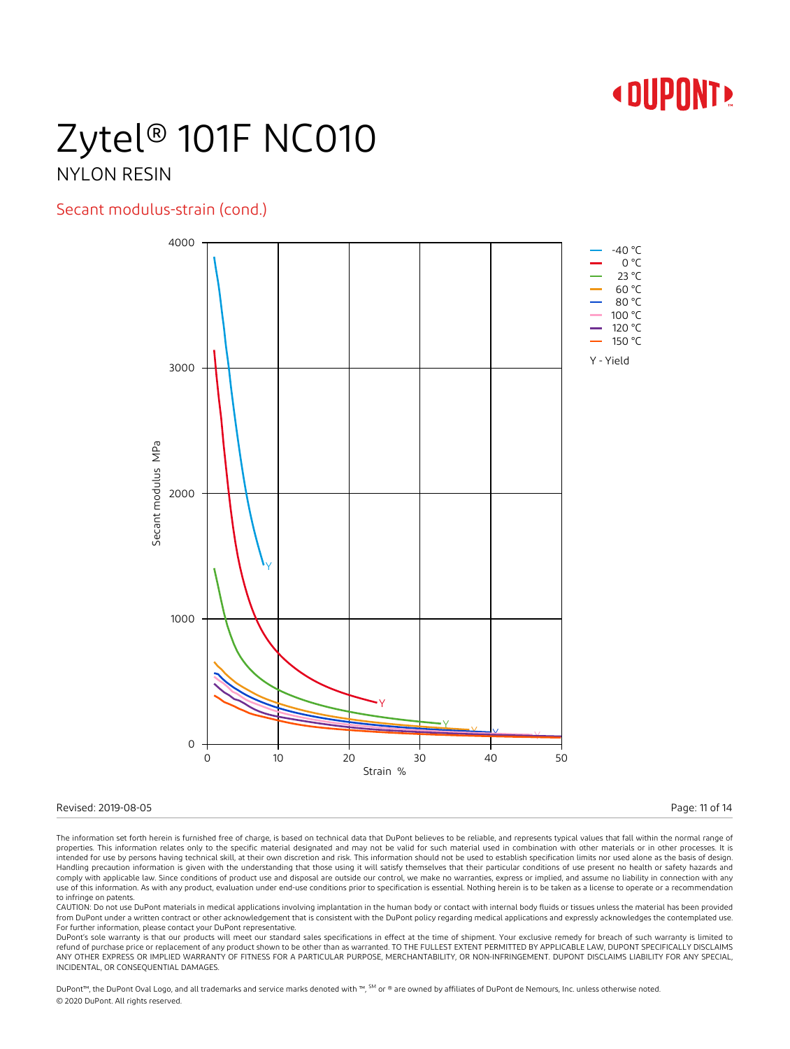# Zytel® 101F NC010

NYLON RESIN

## Secant modulus-strain (cond.)

Secant modulus MPa

4000

3000

2000

1000

0

0 10 20 30 40 50

Strain %

- -40 °C
- 0 °C
- 23 °C
- 60 °C
- 80 °C
- 100 °C
- 120 °C
- 150 °C

Y - Yield

Revised: 2019-08-05

The information set forth herein is furnished free of charge, is based on technical data that DuPont believes to be reliable, and represents typical values that fall within the normal range of properties. This information relates only to the specific material designated and may not be valid for such material used in combination with other materials or in other processes. It is intended for use by persons having technical skill, at their own discretion and risk. This information should not be used to establish specification limits nor used alone as the basis of design. Handling precaution information is given with the understanding that those using it will satisfy themselves that their particular conditions of use present no health or safety hazards and comply with applicable law. Since conditions of product use and disposal are outside our control, we make no warranties, express or implied, and assume no liability in connection with any use of this information. As with any product, evaluation under end-use conditions prior to specification is essential. Nothing herein is to be taken as a license to operate or a recommendation to infringe on patents.

CAUTION: Do not use DuPont materials in medical applications involving implantation in the human body or contact with internal body fluids or tissues unless the material has been provided from DuPont under a written contract or other acknowledgement that is consistent with the DuPont policy regarding medical applications and expressly acknowledges the contemplated use. For further information, please contact your DuPont representative.

DuPont's sole warranty is that our products will meet our standard sales specifications in effect at the time of shipment. Your exclusive remedy for breach of such warranty is limited to refund of purchase price or replacement of any product shown to be other than as warranted. TO THE FULLEST EXTENT PERMITTED BY APPLICABLE LAW, DUPONT SPECIFICALLY DISCLAIMS ANY OTHER EXPRESS OR IMPLIED WARRANTY OF FITNESS FOR A PARTICULAR PURPOSE, MERCHANTABILITY, OR NON-INFRINGEMENT. DUPONT DISCLAIMS LIABILITY FOR ANY SPECIAL, INCIDENTAL, OR CONSEQUENTIAL DAMAGES.

DuPont™, the DuPont Oval Logo, and all trademarks and service marks denoted with ™, SM or ® are owned by affiliates of DuPont de Nemours, Inc. unless otherwise noted.

© 2020 DuPont. All rights reserved.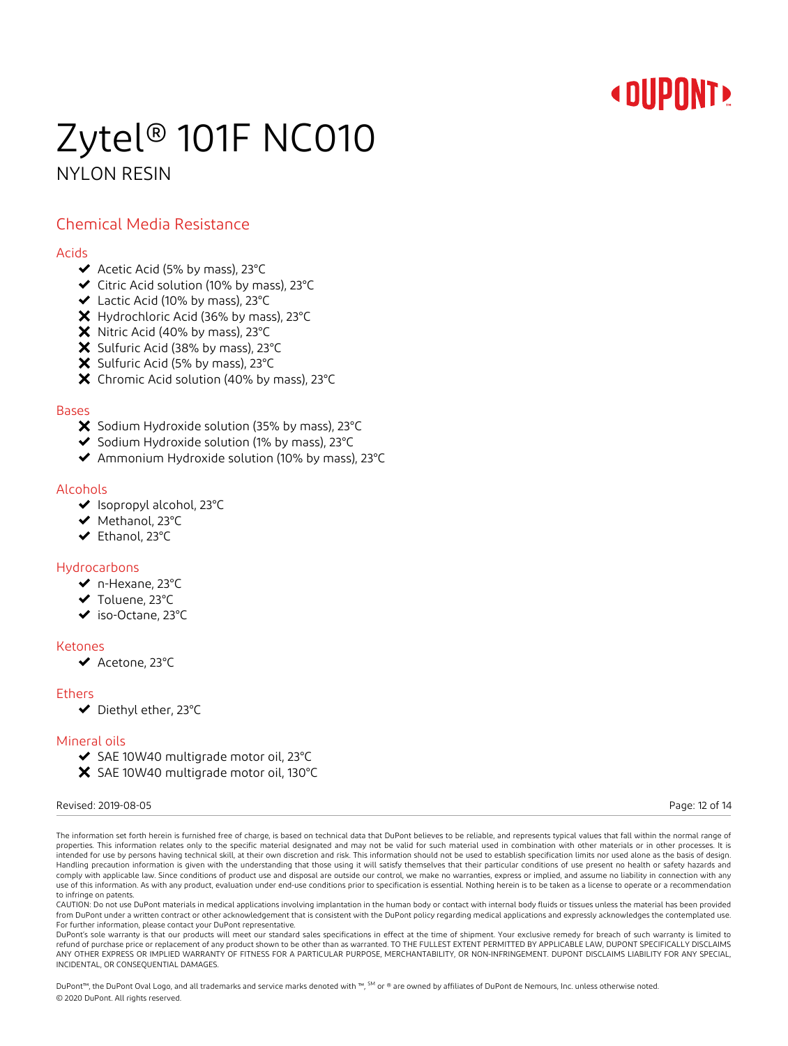# Zytel® 101F NC010

NYLON RESIN

## Chemical Media Resistance

### Acids

- ✔ Acetic Acid (5% by mass), 23°C
- ✔ Citric Acid solution (10% by mass), 23°C
- ✔ Lactic Acid (10% by mass), 23°C
- ✘ Hydrochloric Acid (36% by mass), 23°C
- ✘ Nitric Acid (40% by mass), 23°C
- ✘ Sulfuric Acid (38% by mass), 23°C
- ✘ Sulfuric Acid (5% by mass), 23°C
- ✘ Chromic Acid solution (40% by mass), 23°C

### Bases

- ✘ Sodium Hydroxide solution (35% by mass), 23°C
- ✔ Sodium Hydroxide solution (1% by mass), 23°C
- ✔ Ammonium Hydroxide solution (10% by mass), 23°C

### Alcohols

- ✔ Isopropyl alcohol, 23°C
- ✔ Methanol, 23°C
- ✔ Ethanol, 23°C

### Hydrocarbons

- ✔ n-Hexane, 23°C
- ✔ Toluene, 23°C
- ✔ iso-Octane, 23°C

### Ketones

- ✔ Acetone, 23°C

### Ethers

- ✔ Diethyl ether, 23°C

### Mineral oils

- ✔ SAE 10W40 multigrade motor oil, 23°C
- ✘ SAE 10W40 multigrade motor oil, 130°C

Revised: 2019-08-05

The information set forth herein is furnished free of charge, is based on technical data that DuPont believes to be reliable, and represents typical values that fall within the normal range of properties. This information relates only to the specific material designated and may not be valid for such material used in combination with other materials or in other processes. It is intended for use by persons having technical skill, at their own discretion and risk. This information should not be used to establish specification limits nor used alone as the basis of design. Handling precaution information is given with the understanding that those using it will satisfy themselves that their particular conditions of use present no health or safety hazards and comply with applicable law. Since conditions of product use and disposal are outside our control, we make no warranties, express or implied, and assume no liability in connection with any use of this information. As with any product, evaluation under end-use conditions prior to specification is essential. Nothing herein is to be taken as a license to operate or a recommendation to infringe on patents.

CAUTION: Do not use DuPont materials in medical applications involving implantation in the human body or contact with internal body fluids or tissues unless the material has been provided from DuPont under a written contract or other acknowledgement that is consistent with the DuPont policy regarding medical applications and expressly acknowledges the contemplated use. For further information, please contact your DuPont representative.

DuPont's sole warranty is that our products will meet our standard sales specifications in effect at the time of shipment. Your exclusive remedy for breach of such warranty is limited to refund of purchase price or replacement of any product shown to be other than as warranted. TO THE FULLEST EXTENT PERMITTED BY APPLICABLE LAW, DUPONT SPECIFICALLY DISCLAIMS ANY OTHER EXPRESS OR IMPLIED WARRANTY OF FITNESS FOR A PARTICULAR PURPOSE, MERCHANTABILITY, OR NON-INFRINGEMENT. DUPONT DISCLAIMS LIABILITY FOR ANY SPECIAL, INCIDENTAL, OR CONSEQUENTIAL DAMAGES.

DuPont™, the DuPont Oval Logo, and all trademarks and service marks denoted with ™, SM or ® are owned by affiliates of DuPont de Nemours, Inc. unless otherwise noted.

© 2020 DuPont. All rights reserved.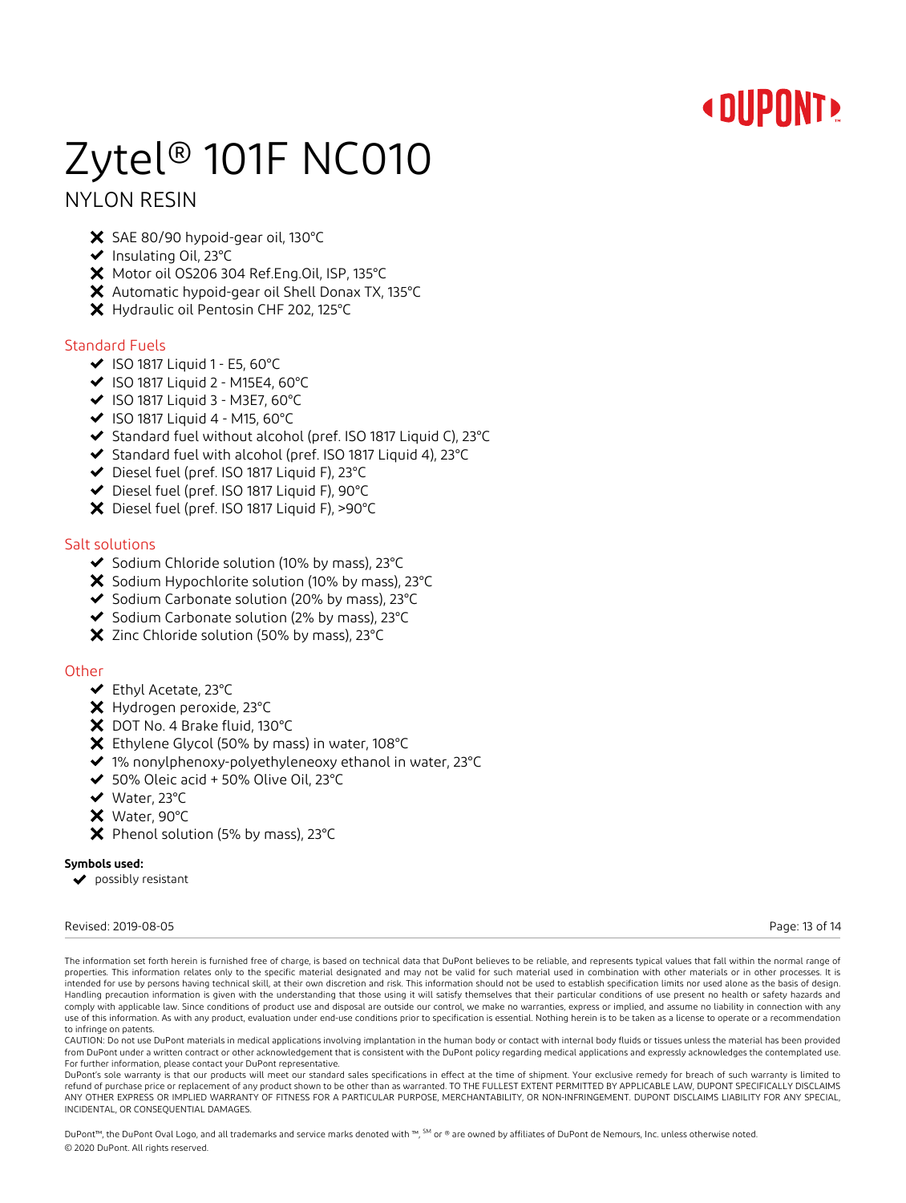# Zytel® 101F NC010

## NYLON RESIN

- ✘ SAE 80/90 hypoid-gear oil, 130°C
- ✔ Insulating Oil, 23°C
- ✘ Motor oil OS206 304 Ref.Eng.Oil, ISP, 135°C
- ✘ Automatic hypoid-gear oil Shell Donax TX, 135°C
- ✘ Hydraulic oil Pentosin CHF 202, 125°C

### Standard Fuels

- ✔ ISO 1817 Liquid 1 - E5, 60°C
- ✔ ISO 1817 Liquid 2 - M15E4, 60°C
- ✔ ISO 1817 Liquid 3 - M3E7, 60°C
- ✔ ISO 1817 Liquid 4 - M15, 60°C
- ✔ Standard fuel without alcohol (pref. ISO 1817 Liquid C), 23°C
- ✔ Standard fuel with alcohol (pref. ISO 1817 Liquid 4), 23°C
- ✔ Diesel fuel (pref. ISO 1817 Liquid F), 23°C
- ✔ Diesel fuel (pref. ISO 1817 Liquid F), 90°C
- ✘ Diesel fuel (pref. ISO 1817 Liquid F), >90°C

### Salt solutions

- ✔ Sodium Chloride solution (10% by mass), 23°C
- ✘ Sodium Hypochlorite solution (10% by mass), 23°C
- ✔ Sodium Carbonate solution (20% by mass), 23°C
- ✔ Sodium Carbonate solution (2% by mass), 23°C
- ✘ Zinc Chloride solution (50% by mass), 23°C

### Other

- ✔ Ethyl Acetate, 23°C
- ✘ Hydrogen peroxide, 23°C
- ✘ DOT No. 4 Brake fluid, 130°C
- ✘ Ethylene Glycol (50% by mass) in water, 108°C
- ✔ 1% nonylphenoxy-polyethyleneoxy ethanol in water, 23°C
- ✔ 50% Oleic acid + 50% Olive Oil, 23°C
- ✔ Water, 23°C
- ✘ Water, 90°C
- ✘ Phenol solution (5% by mass), 23°C

**Symbols used:**

✔ possibly resistant

Revised: 2019-08-05

The information set forth herein is furnished free of charge, is based on technical data that DuPont believes to be reliable, and represents typical values that fall within the normal range of properties. This information relates only to the specific material designated and may not be valid for such material used in combination with other materials or in other processes. It is intended for use by persons having technical skill, at their own discretion and risk. This information should not be used to establish specification limits nor used alone as the basis of design. Handling precaution information is given with the understanding that those using it will satisfy themselves that their particular conditions of use present no health or safety hazards and comply with applicable law. Since conditions of product use and disposal are outside our control, we make no warranties, express or implied, and assume no liability in connection with any use of this information. As with any product, evaluation under end-use conditions prior to specification is essential. Nothing herein is to be taken as a license to operate or a recommendation to infringe on patents.

CAUTION: Do not use DuPont materials in medical applications involving implantation in the human body or contact with internal body fluids or tissues unless the material has been provided from DuPont under a written contract or other acknowledgement that is consistent with the DuPont policy regarding medical applications and expressly acknowledges the contemplated use. For further information, please contact your DuPont representative.

DuPont's sole warranty is that our products will meet our standard sales specifications in effect at the time of shipment. Your exclusive remedy for breach of such warranty is limited to refund of purchase price or replacement of any product shown to be other than as warranted. TO THE FULLEST EXTENT PERMITTED BY APPLICABLE LAW, DUPONT SPECIFICALLY DISCLAIMS ANY OTHER EXPRESS OR IMPLIED WARRANTY OF FITNESS FOR A PARTICULAR PURPOSE, MERCHANTABILITY, OR NON-INFRINGEMENT. DUPONT DISCLAIMS LIABILITY FOR ANY SPECIAL, INCIDENTAL, OR CONSEQUENTIAL DAMAGES.

DuPont™, the DuPont Oval Logo, and all trademarks and service marks denoted with ™, SM or ® are owned by affiliates of DuPont de Nemours, Inc. unless otherwise noted.

© 2020 DuPont. All rights reserved.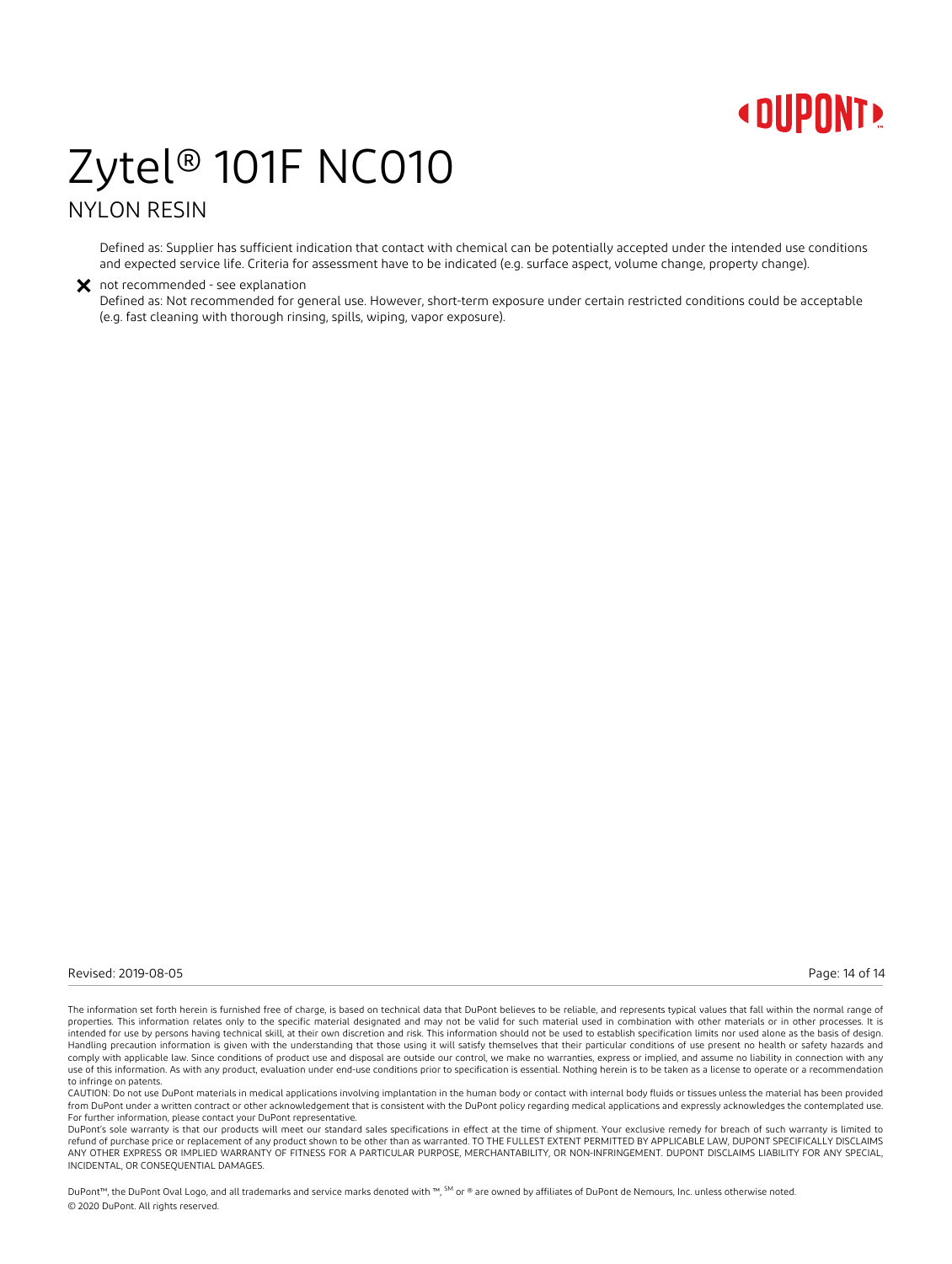Defined as: Supplier has sufficient indication that contact with chemical can be potentially accepted under the intended use conditions and expected service life. Criteria for assessment have to be indicated (e.g. surface aspect, volume change, property change).

✖ not recommended - see explanation
Defined as: Not recommended for general use. However, short-term exposure under certain restricted conditions could be acceptable (e.g. fast cleaning with thorough rinsing, spills, wiping, vapor exposure).

Revised: 2019-08-05

The information set forth herein is furnished free of charge, is based on technical data that DuPont believes to be reliable, and represents typical values that fall within the normal range of properties. This information relates only to the specific material designated and may not be valid for such material used in combination with other materials or in other processes. It is intended for use by persons having technical skill, at their own discretion and risk. This information should not be used to establish specification limits nor used alone as the basis of design. Handling precaution information is given with the understanding that those using it will satisfy themselves that their particular conditions of use present no health or safety hazards and comply with applicable law. Since conditions of product use and disposal are outside our control, we make no warranties, express or implied, and assume no liability in connection with any use of this information. As with any product, evaluation under end-use conditions prior to specification is essential. Nothing herein is to be taken as a license to operate or a recommendation to infringe on patents.
CAUTION: Do not use DuPont materials in medical applications involving implantation in the human body or contact with internal body fluids or tissues unless the material has been provided from DuPont under a written contract or other acknowledgement that is consistent with the DuPont policy regarding medical applications and expressly acknowledges the contemplated use. For further information, please contact your DuPont representative.
DuPont's sole warranty is that our products will meet our standard sales specifications in effect at the time of shipment. Your exclusive remedy for breach of such warranty is limited to refund of purchase price or replacement of any product shown to be other than as warranted. TO THE FULLEST EXTENT PERMITTED BY APPLICABLE LAW, DUPONT SPECIFICALLY DISCLAIMS ANY OTHER EXPRESS OR IMPLIED WARRANTY OF FITNESS FOR A PARTICULAR PURPOSE, MERCHANTABILITY, OR NON-INFRINGEMENT. DUPONT DISCLAIMS LIABILITY FOR ANY SPECIAL, INCIDENTAL, OR CONSEQUENTIAL DAMAGES.

DuPont™, the DuPont Oval Logo, and all trademarks and service marks denoted with ™, SM or ® are owned by affiliates of DuPont de Nemours, Inc. unless otherwise noted.
© 2020 DuPont. All rights reserved.